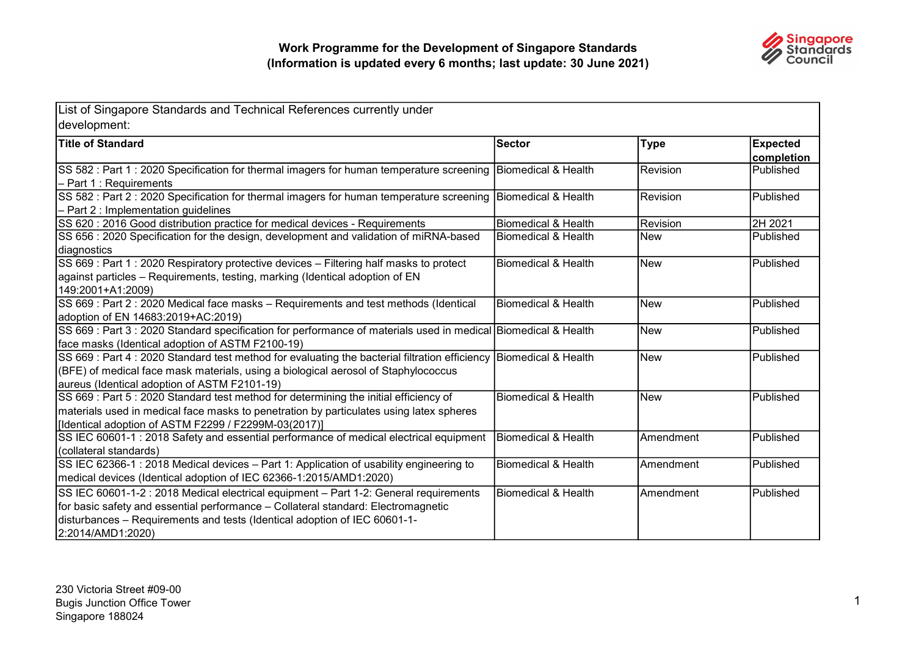# Work Programme for the Development of Singapore Standards
## (Information is updated every 6 months; last update: 30 June 2021)

List of Singapore Standards and Technical References currently under development:

| Title of Standard | Sector | Type | Expected completion |
|---|---|---|---|
| SS 582 : Part 1 : 2020 Specification for thermal imagers for human temperature screening – Part 1 : Requirements | Biomedical & Health | Revision | Published |
| SS 582 : Part 2 : 2020 Specification for thermal imagers for human temperature screening – Part 2 : Implementation guidelines | Biomedical & Health | Revision | Published |
| SS 620 : 2016 Good distribution practice for medical devices - Requirements | Biomedical & Health | Revision | 2H 2021 |
| SS 656 : 2020 Specification for the design, development and validation of miRNA-based diagnostics | Biomedical & Health | New | Published |
| SS 669 : Part 1 : 2020 Respiratory protective devices – Filtering half masks to protect against particles – Requirements, testing, marking (Identical adoption of EN 149:2001+A1:2009) | Biomedical & Health | New | Published |
| SS 669 : Part 2 : 2020 Medical face masks – Requirements and test methods (Identical adoption of EN 14683:2019+AC:2019) | Biomedical & Health | New | Published |
| SS 669 : Part 3 : 2020 Standard specification for performance of materials used in medical face masks (Identical adoption of ASTM F2100-19) | Biomedical & Health | New | Published |
| SS 669 : Part 4 : 2020 Standard test method for evaluating the bacterial filtration efficiency (BFE) of medical face mask materials, using a biological aerosol of Staphylococcus aureus (Identical adoption of ASTM F2101-19) | Biomedical & Health | New | Published |
| SS 669 : Part 5 : 2020 Standard test method for determining the initial efficiency of materials used in medical face masks to penetration by particulates using latex spheres [Identical adoption of ASTM F2299 / F2299M-03(2017)] | Biomedical & Health | New | Published |
| SS IEC 60601-1 : 2018 Safety and essential performance of medical electrical equipment (collateral standards) | Biomedical & Health | Amendment | Published |
| SS IEC 62366-1 : 2018 Medical devices – Part 1: Application of usability engineering to medical devices (Identical adoption of IEC 62366-1:2015/AMD1:2020) | Biomedical & Health | Amendment | Published |
| SS IEC 60601-1-2 : 2018 Medical electrical equipment – Part 1-2: General requirements for basic safety and essential performance – Collateral standard: Electromagnetic disturbances – Requirements and tests (Identical adoption of IEC 60601-1-2:2014/AMD1:2020) | Biomedical & Health | Amendment | Published |

230 Victoria Street #09-00
Bugis Junction Office Tower
Singapore 188024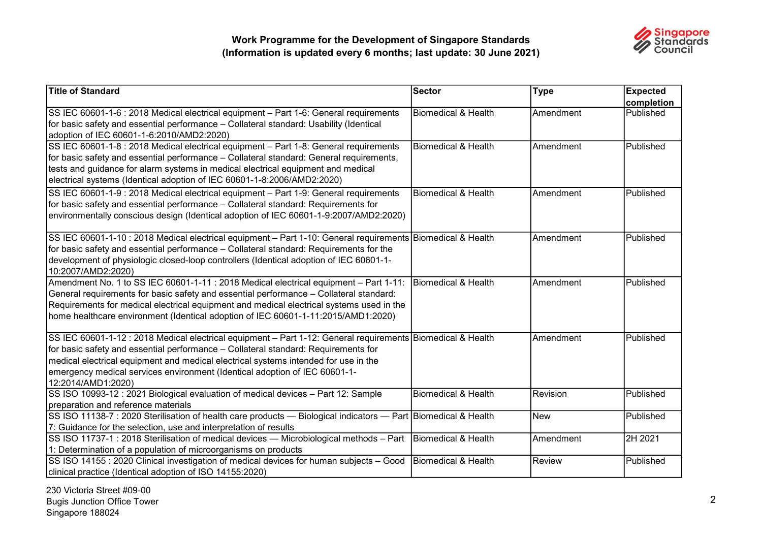# Work Programme for the Development of Singapore Standards
## (Information is updated every 6 months; last update: 30 June 2021)

| Title of Standard | Sector | Type | Expected completion |
|---|---|---|---|
| SS IEC 60601-1-6 : 2018 Medical electrical equipment – Part 1-6: General requirements for basic safety and essential performance – Collateral standard: Usability (Identical adoption of IEC 60601-1-6:2010/AMD2:2020) | Biomedical & Health | Amendment | Published |
| SS IEC 60601-1-8 : 2018 Medical electrical equipment – Part 1-8: General requirements for basic safety and essential performance – Collateral standard: General requirements, tests and guidance for alarm systems in medical electrical equipment and medical electrical systems (Identical adoption of IEC 60601-1-8:2006/AMD2:2020) | Biomedical & Health | Amendment | Published |
| SS IEC 60601-1-9 : 2018 Medical electrical equipment – Part 1-9: General requirements for basic safety and essential performance – Collateral standard: Requirements for environmentally conscious design (Identical adoption of IEC 60601-1-9:2007/AMD2:2020) | Biomedical & Health | Amendment | Published |
| SS IEC 60601-1-10 : 2018 Medical electrical equipment – Part 1-10: General requirements for basic safety and essential performance – Collateral standard: Requirements for the development of physiologic closed-loop controllers (Identical adoption of IEC 60601-1-10:2007/AMD2:2020) | Biomedical & Health | Amendment | Published |
| Amendment No. 1 to SS IEC 60601-1-11 : 2018 Medical electrical equipment – Part 1-11: General requirements for basic safety and essential performance – Collateral standard: Requirements for medical electrical equipment and medical electrical systems used in the home healthcare environment (Identical adoption of IEC 60601-1-11:2015/AMD1:2020) | Biomedical & Health | Amendment | Published |
| SS IEC 60601-1-12 : 2018 Medical electrical equipment – Part 1-12: General requirements for basic safety and essential performance – Collateral standard: Requirements for medical electrical equipment and medical electrical systems intended for use in the emergency medical services environment (Identical adoption of IEC 60601-1-12:2014/AMD1:2020) | Biomedical & Health | Amendment | Published |
| SS ISO 10993-12 : 2021 Biological evaluation of medical devices – Part 12: Sample preparation and reference materials | Biomedical & Health | Revision | Published |
| SS ISO 11138-7 : 2020 Sterilisation of health care products — Biological indicators — Part 7: Guidance for the selection, use and interpretation of results | Biomedical & Health | New | Published |
| SS ISO 11737-1 : 2018 Sterilisation of medical devices — Microbiological methods – Part 1: Determination of a population of microorganisms on products | Biomedical & Health | Amendment | 2H 2021 |
| SS ISO 14155 : 2020 Clinical investigation of medical devices for human subjects – Good clinical practice (Identical adoption of ISO 14155:2020) | Biomedical & Health | Review | Published |

230 Victoria Street #09-00
Bugis Junction Office Tower
Singapore 188024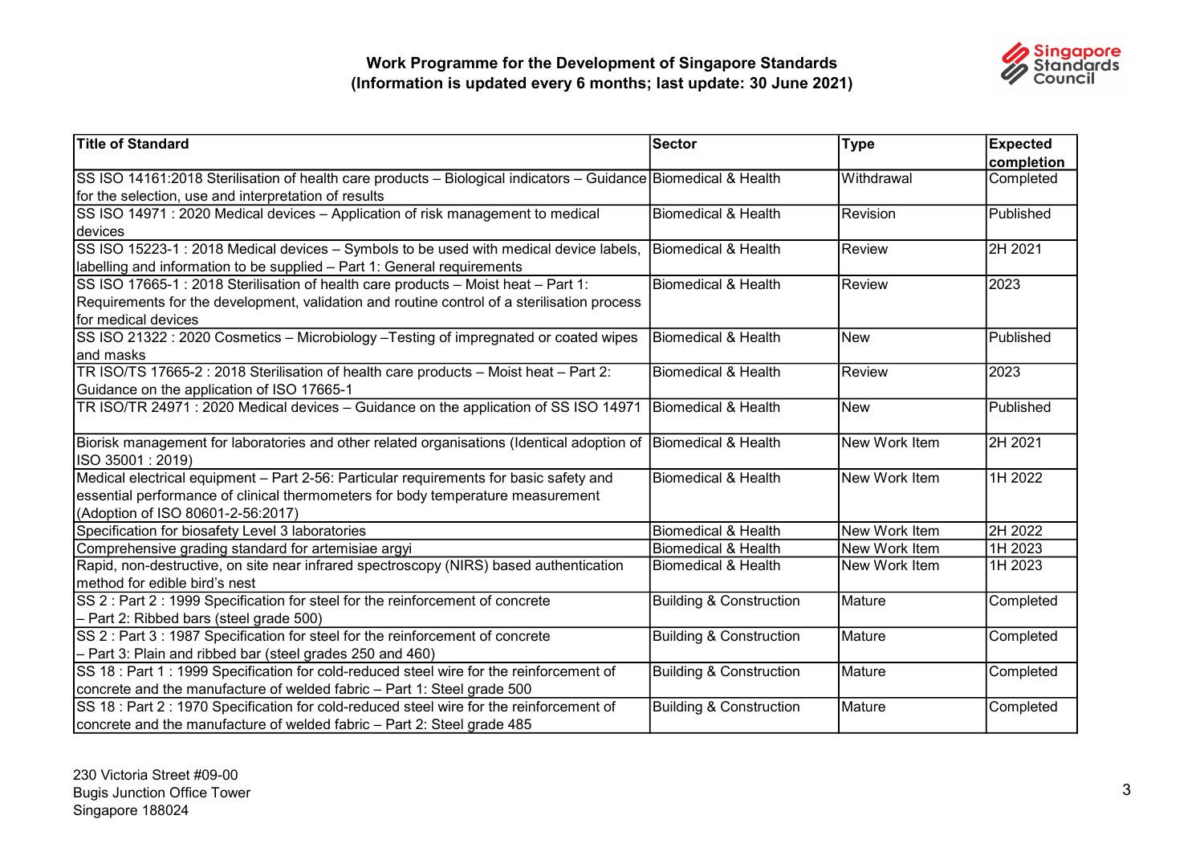**Work Programme for the Development of Singapore Standards**
**(Information is updated every 6 months; last update: 30 June 2021)**

| Title of Standard | Sector | Type | Expected completion |
|---|---|---|---|
| SS ISO 14161:2018 Sterilisation of health care products – Biological indicators – Guidance for the selection, use and interpretation of results | Biomedical & Health | Withdrawal | Completed |
| SS ISO 14971 : 2020 Medical devices – Application of risk management to medical devices | Biomedical & Health | Revision | Published |
| SS ISO 15223-1 : 2018 Medical devices – Symbols to be used with medical device labels, labelling and information to be supplied – Part 1: General requirements | Biomedical & Health | Review | 2H 2021 |
| SS ISO 17665-1 : 2018 Sterilisation of health care products – Moist heat – Part 1: Requirements for the development, validation and routine control of a sterilisation process for medical devices | Biomedical & Health | Review | 2023 |
| SS ISO 21322 : 2020 Cosmetics – Microbiology –Testing of impregnated or coated wipes and masks | Biomedical & Health | New | Published |
| TR ISO/TS 17665-2 : 2018 Sterilisation of health care products – Moist heat – Part 2: Guidance on the application of ISO 17665-1 | Biomedical & Health | Review | 2023 |
| TR ISO/TR 24971 : 2020 Medical devices – Guidance on the application of SS ISO 14971 | Biomedical & Health | New | Published |
| Biorisk management for laboratories and other related organisations (Identical adoption of ISO 35001 : 2019) | Biomedical & Health | New Work Item | 2H 2021 |
| Medical electrical equipment – Part 2-56: Particular requirements for basic safety and essential performance of clinical thermometers for body temperature measurement (Adoption of ISO 80601-2-56:2017) | Biomedical & Health | New Work Item | 1H 2022 |
| Specification for biosafety Level 3 laboratories | Biomedical & Health | New Work Item | 2H 2022 |
| Comprehensive grading standard for artemisiae argyi | Biomedical & Health | New Work Item | 1H 2023 |
| Rapid, non-destructive, on site near infrared spectroscopy (NIRS) based authentication method for edible bird's nest | Biomedical & Health | New Work Item | 1H 2023 |
| SS 2 : Part 2 : 1999 Specification for steel for the reinforcement of concrete – Part 2: Ribbed bars (steel grade 500) | Building & Construction | Mature | Completed |
| SS 2 : Part 3 : 1987 Specification for steel for the reinforcement of concrete – Part 3: Plain and ribbed bar (steel grades 250 and 460) | Building & Construction | Mature | Completed |
| SS 18 : Part 1 : 1999 Specification for cold-reduced steel wire for the reinforcement of concrete and the manufacture of welded fabric – Part 1: Steel grade 500 | Building & Construction | Mature | Completed |
| SS 18 : Part 2 : 1970 Specification for cold-reduced steel wire for the reinforcement of concrete and the manufacture of welded fabric – Part 2: Steel grade 485 | Building & Construction | Mature | Completed |

230 Victoria Street #09-00
Bugis Junction Office Tower
Singapore 188024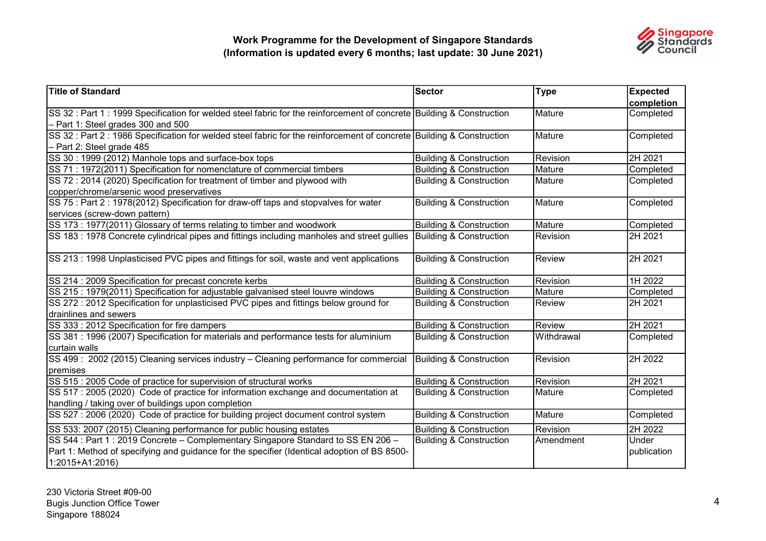**Work Programme for the Development of Singapore Standards**
**(Information is updated every 6 months; last update: 30 June 2021)**

| Title of Standard | Sector | Type | Expected completion |
|---|---|---|---|
| SS 32 : Part 1 : 1999 Specification for welded steel fabric for the reinforcement of concrete – Part 1: Steel grades 300 and 500 | Building & Construction | Mature | Completed |
| SS 32 : Part 2 : 1986 Specification for welded steel fabric for the reinforcement of concrete – Part 2: Steel grade 485 | Building & Construction | Mature | Completed |
| SS 30 : 1999 (2012) Manhole tops and surface-box tops | Building & Construction | Revision | 2H 2021 |
| SS 71 : 1972(2011) Specification for nomenclature of commercial timbers | Building & Construction | Mature | Completed |
| SS 72 : 2014 (2020) Specification for treatment of timber and plywood with copper/chrome/arsenic wood preservatives | Building & Construction | Mature | Completed |
| SS 75 : Part 2 : 1978(2012) Specification for draw-off taps and stopvalves for water services (screw-down pattern) | Building & Construction | Mature | Completed |
| SS 173 : 1977(2011) Glossary of terms relating to timber and woodwork | Building & Construction | Mature | Completed |
| SS 183 : 1978 Concrete cylindrical pipes and fittings including manholes and street gullies | Building & Construction | Revision | 2H 2021 |
| SS 213 : 1998 Unplasticised PVC pipes and fittings for soil, waste and vent applications | Building & Construction | Review | 2H 2021 |
| SS 214 : 2009 Specification for precast concrete kerbs | Building & Construction | Revision | 1H 2022 |
| SS 215 : 1979(2011) Specification for adjustable galvanised steel louvre windows | Building & Construction | Mature | Completed |
| SS 272 : 2012 Specification for unplasticised PVC pipes and fittings below ground for drainlines and sewers | Building & Construction | Review | 2H 2021 |
| SS 333 : 2012 Specification for fire dampers | Building & Construction | Review | 2H 2021 |
| SS 381 : 1996 (2007) Specification for materials and performance tests for aluminium curtain walls | Building & Construction | Withdrawal | Completed |
| SS 499 : 2002 (2015) Cleaning services industry – Cleaning performance for commercial premises | Building & Construction | Revision | 2H 2022 |
| SS 515 : 2005 Code of practice for supervision of structural works | Building & Construction | Revision | 2H 2021 |
| SS 517 : 2005 (2020) Code of practice for information exchange and documentation at handling / taking over of buildings upon completion | Building & Construction | Mature | Completed |
| SS 527 : 2006 (2020) Code of practice for building project document control system | Building & Construction | Mature | Completed |
| SS 533: 2007 (2015) Cleaning performance for public housing estates | Building & Construction | Revision | 2H 2022 |
| SS 544 : Part 1 : 2019 Concrete – Complementary Singapore Standard to SS EN 206 – Part 1: Method of specifying and guidance for the specifier (Identical adoption of BS 8500-1:2015+A1:2016) | Building & Construction | Amendment | Under publication |

230 Victoria Street #09-00
Bugis Junction Office Tower
Singapore 188024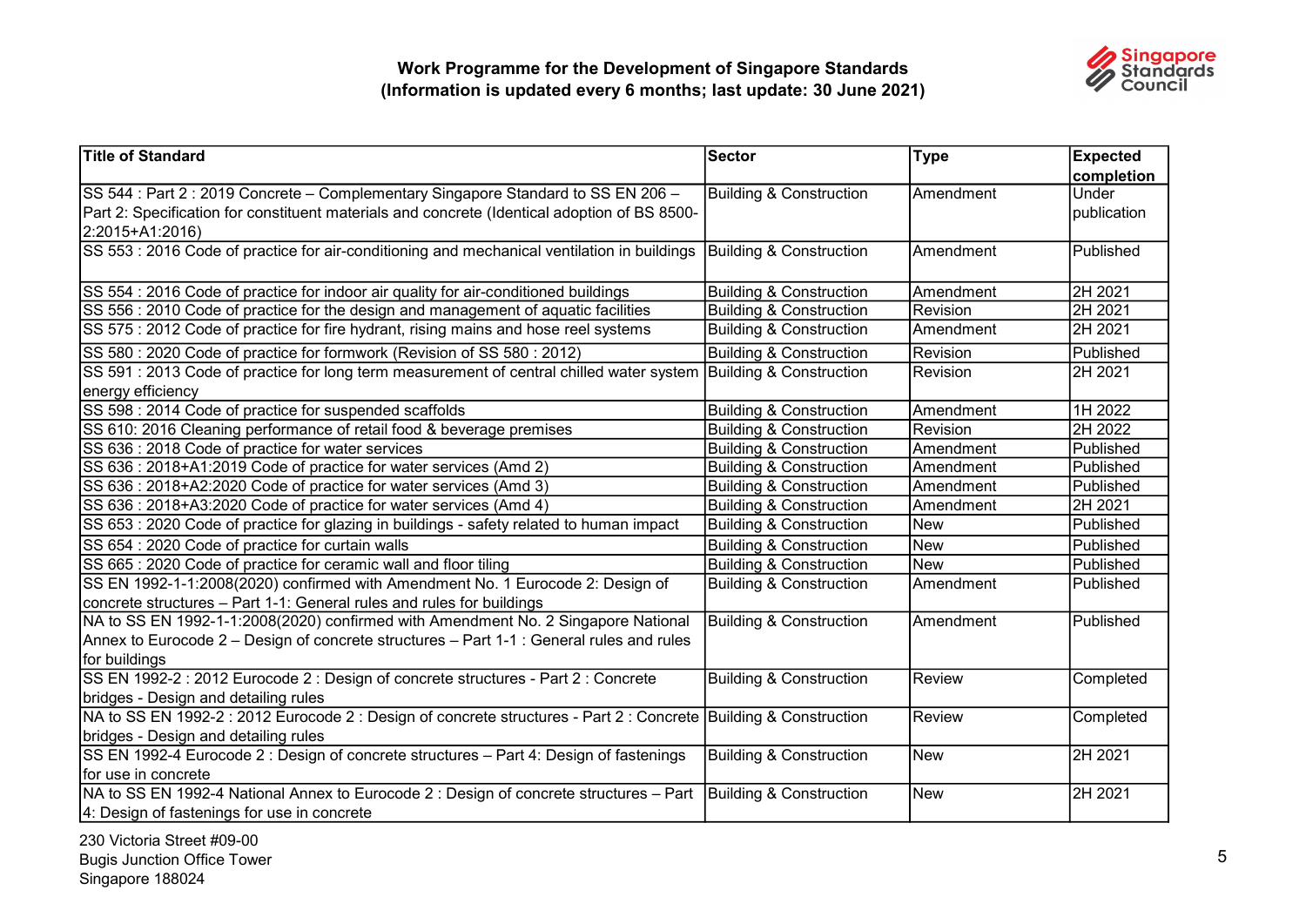**Work Programme for the Development of Singapore Standards**
**(Information is updated every 6 months; last update: 30 June 2021)**

| Title of Standard | Sector | Type | Expected completion |
|---|---|---|---|
| SS 544 : Part 2 : 2019 Concrete – Complementary Singapore Standard to SS EN 206 – Part 2: Specification for constituent materials and concrete (Identical adoption of BS 8500-2:2015+A1:2016) | Building & Construction | Amendment | Under publication |
| SS 553 : 2016 Code of practice for air-conditioning and mechanical ventilation in buildings | Building & Construction | Amendment | Published |
| SS 554 : 2016 Code of practice for indoor air quality for air-conditioned buildings | Building & Construction | Amendment | 2H 2021 |
| SS 556 : 2010 Code of practice for the design and management of aquatic facilities | Building & Construction | Revision | 2H 2021 |
| SS 575 : 2012 Code of practice for fire hydrant, rising mains and hose reel systems | Building & Construction | Amendment | 2H 2021 |
| SS 580 : 2020 Code of practice for formwork (Revision of SS 580 : 2012) | Building & Construction | Revision | Published |
| SS 591 : 2013 Code of practice for long term measurement of central chilled water system energy efficiency | Building & Construction | Revision | 2H 2021 |
| SS 598 : 2014 Code of practice for suspended scaffolds | Building & Construction | Amendment | 1H 2022 |
| SS 610: 2016 Cleaning performance of retail food & beverage premises | Building & Construction | Revision | 2H 2022 |
| SS 636 : 2018 Code of practice for water services | Building & Construction | Amendment | Published |
| SS 636 : 2018+A1:2019 Code of practice for water services (Amd 2) | Building & Construction | Amendment | Published |
| SS 636 : 2018+A2:2020 Code of practice for water services (Amd 3) | Building & Construction | Amendment | Published |
| SS 636 : 2018+A3:2020 Code of practice for water services (Amd 4) | Building & Construction | Amendment | 2H 2021 |
| SS 653 : 2020 Code of practice for glazing in buildings - safety related to human impact | Building & Construction | New | Published |
| SS 654 : 2020 Code of practice for curtain walls | Building & Construction | New | Published |
| SS 665 : 2020 Code of practice for ceramic wall and floor tiling | Building & Construction | New | Published |
| SS EN 1992-1-1:2008(2020) confirmed with Amendment No. 1 Eurocode 2: Design of concrete structures – Part 1-1: General rules and rules for buildings | Building & Construction | Amendment | Published |
| NA to SS EN 1992-1-1:2008(2020) confirmed with Amendment No. 2 Singapore National Annex to Eurocode 2 – Design of concrete structures – Part 1-1 : General rules and rules for buildings | Building & Construction | Amendment | Published |
| SS EN 1992-2 : 2012 Eurocode 2 : Design of concrete structures - Part 2 : Concrete bridges - Design and detailing rules | Building & Construction | Review | Completed |
| NA to SS EN 1992-2 : 2012 Eurocode 2 : Design of concrete structures - Part 2 : Concrete bridges - Design and detailing rules | Building & Construction | Review | Completed |
| SS EN 1992-4 Eurocode 2 : Design of concrete structures – Part 4: Design of fastenings for use in concrete | Building & Construction | New | 2H 2021 |
| NA to SS EN 1992-4 National Annex to Eurocode 2 : Design of concrete structures – Part 4: Design of fastenings for use in concrete | Building & Construction | New | 2H 2021 |

230 Victoria Street #09-00
Bugis Junction Office Tower
Singapore 188024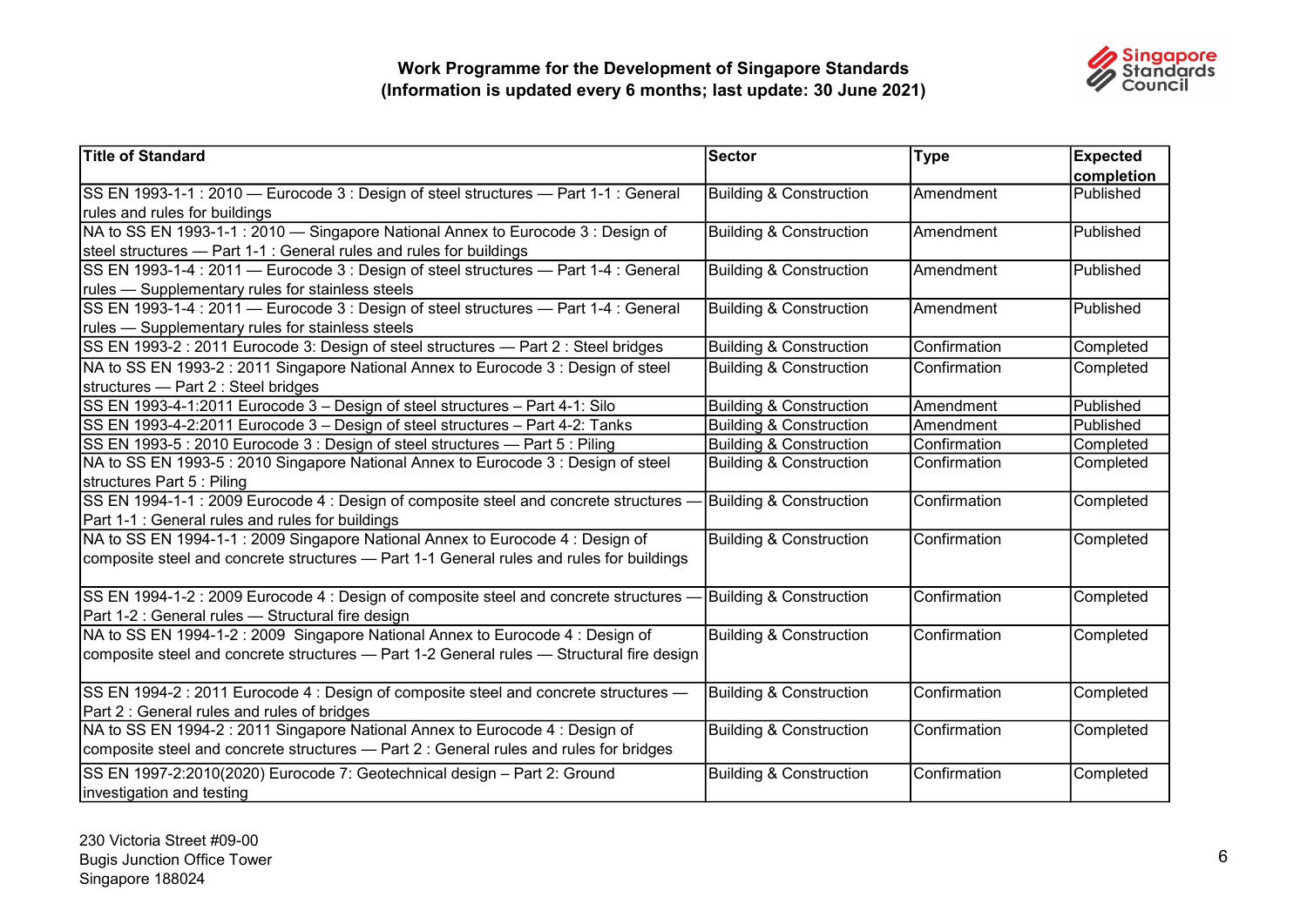**Work Programme for the Development of Singapore Standards**
**(Information is updated every 6 months; last update: 30 June 2021)**

| Title of Standard | Sector | Type | Expected completion |
|---|---|---|---|
| SS EN 1993-1-1 : 2010 — Eurocode 3 : Design of steel structures — Part 1-1 : General rules and rules for buildings | Building & Construction | Amendment | Published |
| NA to SS EN 1993-1-1 : 2010 — Singapore National Annex to Eurocode 3 : Design of steel structures — Part 1-1 : General rules and rules for buildings | Building & Construction | Amendment | Published |
| SS EN 1993-1-4 : 2011 — Eurocode 3 : Design of steel structures — Part 1-4 : General rules — Supplementary rules for stainless steels | Building & Construction | Amendment | Published |
| SS EN 1993-1-4 : 2011 — Eurocode 3 : Design of steel structures — Part 1-4 : General rules — Supplementary rules for stainless steels | Building & Construction | Amendment | Published |
| SS EN 1993-2 : 2011 Eurocode 3: Design of steel structures — Part 2 : Steel bridges | Building & Construction | Confirmation | Completed |
| NA to SS EN 1993-2 : 2011 Singapore National Annex to Eurocode 3 : Design of steel structures — Part 2 : Steel bridges | Building & Construction | Confirmation | Completed |
| SS EN 1993-4-1:2011 Eurocode 3 – Design of steel structures – Part 4-1: Silo | Building & Construction | Amendment | Published |
| SS EN 1993-4-2:2011 Eurocode 3 – Design of steel structures – Part 4-2: Tanks | Building & Construction | Amendment | Published |
| SS EN 1993-5 : 2010 Eurocode 3 : Design of steel structures — Part 5 : Piling | Building & Construction | Confirmation | Completed |
| NA to SS EN 1993-5 : 2010 Singapore National Annex to Eurocode 3 : Design of steel structures Part 5 : Piling | Building & Construction | Confirmation | Completed |
| SS EN 1994-1-1 : 2009 Eurocode 4 : Design of composite steel and concrete structures — Part 1-1 : General rules and rules for buildings | Building & Construction | Confirmation | Completed |
| NA to SS EN 1994-1-1 : 2009 Singapore National Annex to Eurocode 4 : Design of composite steel and concrete structures — Part 1-1 General rules and rules for buildings | Building & Construction | Confirmation | Completed |
| SS EN 1994-1-2 : 2009 Eurocode 4 : Design of composite steel and concrete structures — Part 1-2 : General rules — Structural fire design | Building & Construction | Confirmation | Completed |
| NA to SS EN 1994-1-2 : 2009 Singapore National Annex to Eurocode 4 : Design of composite steel and concrete structures — Part 1-2 General rules — Structural fire design | Building & Construction | Confirmation | Completed |
| SS EN 1994-2 : 2011 Eurocode 4 : Design of composite steel and concrete structures — Part 2 : General rules and rules of bridges | Building & Construction | Confirmation | Completed |
| NA to SS EN 1994-2 : 2011 Singapore National Annex to Eurocode 4 : Design of composite steel and concrete structures — Part 2 : General rules and rules for bridges | Building & Construction | Confirmation | Completed |
| SS EN 1997-2:2010(2020) Eurocode 7: Geotechnical design – Part 2: Ground investigation and testing | Building & Construction | Confirmation | Completed |

230 Victoria Street #09-00
Bugis Junction Office Tower
Singapore 188024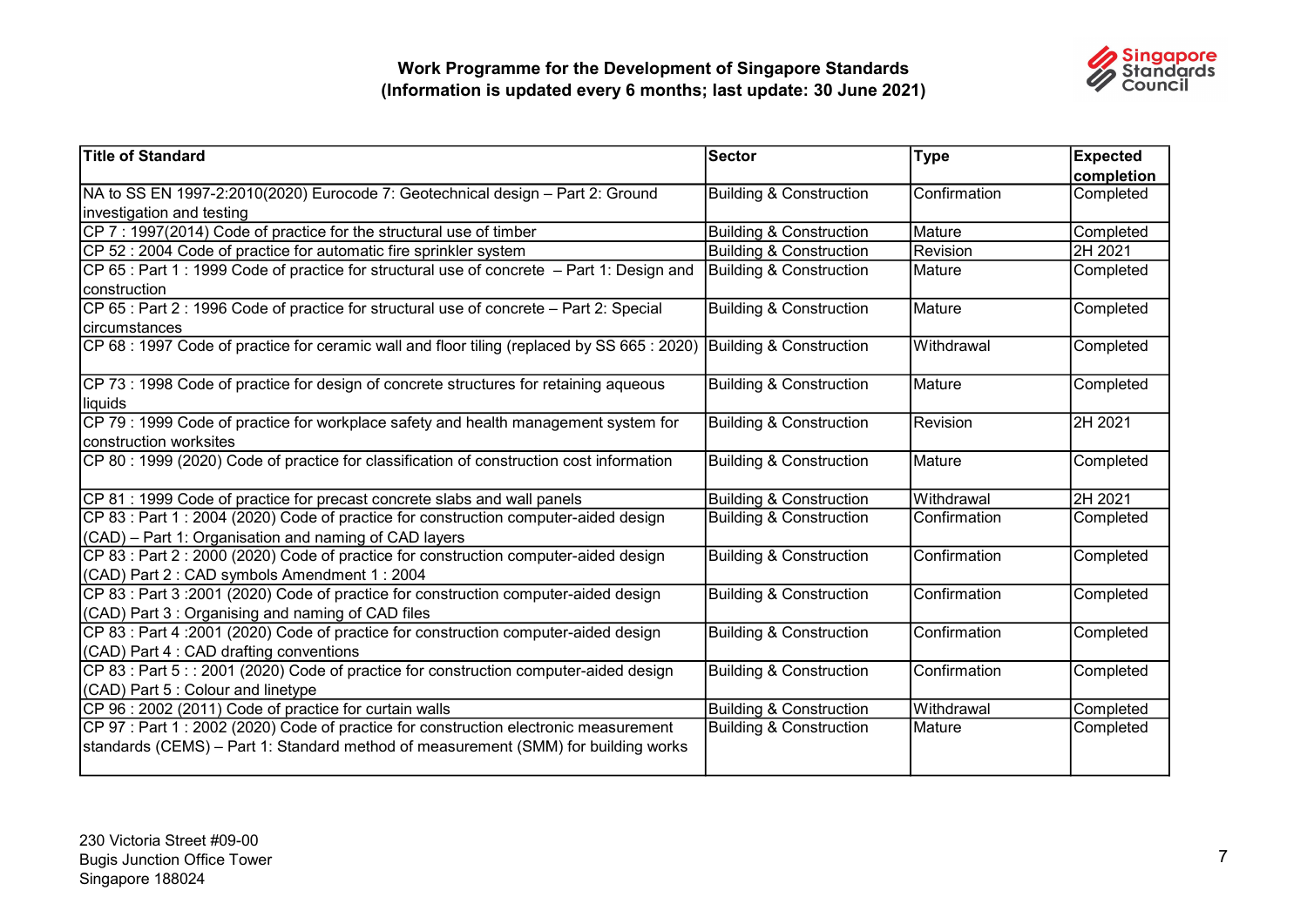**Work Programme for the Development of Singapore Standards**
**(Information is updated every 6 months; last update: 30 June 2021)**

| Title of Standard | Sector | Type | Expected completion |
| --- | --- | --- | --- |
| NA to SS EN 1997-2:2010(2020) Eurocode 7: Geotechnical design – Part 2: Ground investigation and testing | Building & Construction | Confirmation | Completed |
| CP 7 : 1997(2014) Code of practice for the structural use of timber | Building & Construction | Mature | Completed |
| CP 52 : 2004 Code of practice for automatic fire sprinkler system | Building & Construction | Revision | 2H 2021 |
| CP 65 : Part 1 : 1999 Code of practice for structural use of concrete – Part 1: Design and construction | Building & Construction | Mature | Completed |
| CP 65 : Part 2 : 1996 Code of practice for structural use of concrete – Part 2: Special circumstances | Building & Construction | Mature | Completed |
| CP 68 : 1997 Code of practice for ceramic wall and floor tiling (replaced by SS 665 : 2020) | Building & Construction | Withdrawal | Completed |
| CP 73 : 1998 Code of practice for design of concrete structures for retaining aqueous liquids | Building & Construction | Mature | Completed |
| CP 79 : 1999 Code of practice for workplace safety and health management system for construction worksites | Building & Construction | Revision | 2H 2021 |
| CP 80 : 1999 (2020) Code of practice for classification of construction cost information | Building & Construction | Mature | Completed |
| CP 81 : 1999 Code of practice for precast concrete slabs and wall panels | Building & Construction | Withdrawal | 2H 2021 |
| CP 83 : Part 1 : 2004 (2020) Code of practice for construction computer-aided design (CAD) – Part 1: Organisation and naming of CAD layers | Building & Construction | Confirmation | Completed |
| CP 83 : Part 2 : 2000 (2020) Code of practice for construction computer-aided design (CAD) Part 2 : CAD symbols Amendment 1 : 2004 | Building & Construction | Confirmation | Completed |
| CP 83 : Part 3 :2001 (2020) Code of practice for construction computer-aided design (CAD) Part 3 : Organising and naming of CAD files | Building & Construction | Confirmation | Completed |
| CP 83 : Part 4 :2001 (2020) Code of practice for construction computer-aided design (CAD) Part 4 : CAD drafting conventions | Building & Construction | Confirmation | Completed |
| CP 83 : Part 5 : : 2001 (2020) Code of practice for construction computer-aided design (CAD) Part 5 : Colour and linetype | Building & Construction | Confirmation | Completed |
| CP 96 : 2002 (2011) Code of practice for curtain walls | Building & Construction | Withdrawal | Completed |
| CP 97 : Part 1 : 2002 (2020) Code of practice for construction electronic measurement standards (CEMS) – Part 1: Standard method of measurement (SMM) for building works | Building & Construction | Mature | Completed |

230 Victoria Street #09-00
Bugis Junction Office Tower
Singapore 188024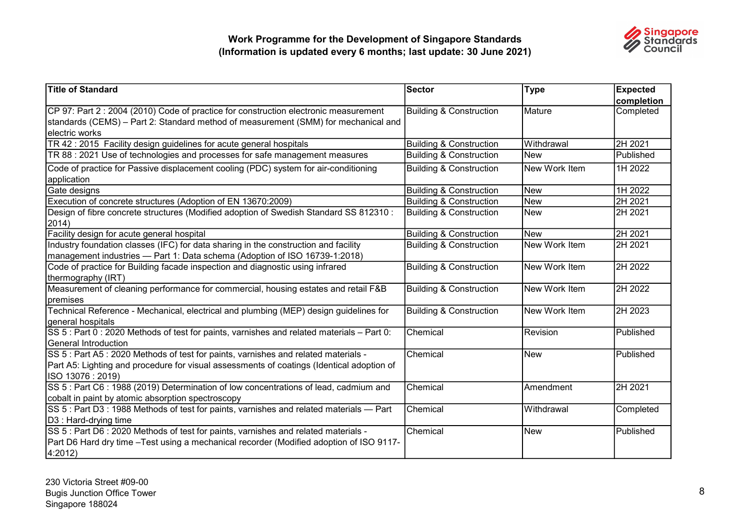**Work Programme for the Development of Singapore Standards**
**(Information is updated every 6 months; last update: 30 June 2021)**

| Title of Standard | Sector | Type | Expected completion |
|---|---|---|---|
| CP 97: Part 2 : 2004 (2010) Code of practice for construction electronic measurement standards (CEMS) – Part 2: Standard method of measurement (SMM) for mechanical and electric works | Building & Construction | Mature | Completed |
| TR 42 : 2015 Facility design guidelines for acute general hospitals | Building & Construction | Withdrawal | 2H 2021 |
| TR 88 : 2021 Use of technologies and processes for safe management measures | Building & Construction | New | Published |
| Code of practice for Passive displacement cooling (PDC) system for air-conditioning application | Building & Construction | New Work Item | 1H 2022 |
| Gate designs | Building & Construction | New | 1H 2022 |
| Execution of concrete structures (Adoption of EN 13670:2009) | Building & Construction | New | 2H 2021 |
| Design of fibre concrete structures (Modified adoption of Swedish Standard SS 812310 : 2014) | Building & Construction | New | 2H 2021 |
| Facility design for acute general hospital | Building & Construction | New | 2H 2021 |
| Industry foundation classes (IFC) for data sharing in the construction and facility management industries — Part 1: Data schema (Adoption of ISO 16739-1:2018) | Building & Construction | New Work Item | 2H 2021 |
| Code of practice for Building facade inspection and diagnostic using infrared thermography (IRT) | Building & Construction | New Work Item | 2H 2022 |
| Measurement of cleaning performance for commercial, housing estates and retail F&B premises | Building & Construction | New Work Item | 2H 2022 |
| Technical Reference - Mechanical, electrical and plumbing (MEP) design guidelines for general hospitals | Building & Construction | New Work Item | 2H 2023 |
| SS 5 : Part 0 : 2020 Methods of test for paints, varnishes and related materials – Part 0: General Introduction | Chemical | Revision | Published |
| SS 5 : Part A5 : 2020 Methods of test for paints, varnishes and related materials - Part A5: Lighting and procedure for visual assessments of coatings (Identical adoption of ISO 13076 : 2019) | Chemical | New | Published |
| SS 5 : Part C6 : 1988 (2019) Determination of low concentrations of lead, cadmium and cobalt in paint by atomic absorption spectroscopy | Chemical | Amendment | 2H 2021 |
| SS 5 : Part D3 : 1988 Methods of test for paints, varnishes and related materials — Part D3 : Hard-drying time | Chemical | Withdrawal | Completed |
| SS 5 : Part D6 : 2020 Methods of test for paints, varnishes and related materials - Part D6 Hard dry time –Test using a mechanical recorder (Modified adoption of ISO 9117-4:2012) | Chemical | New | Published |

230 Victoria Street #09-00
Bugis Junction Office Tower
Singapore 188024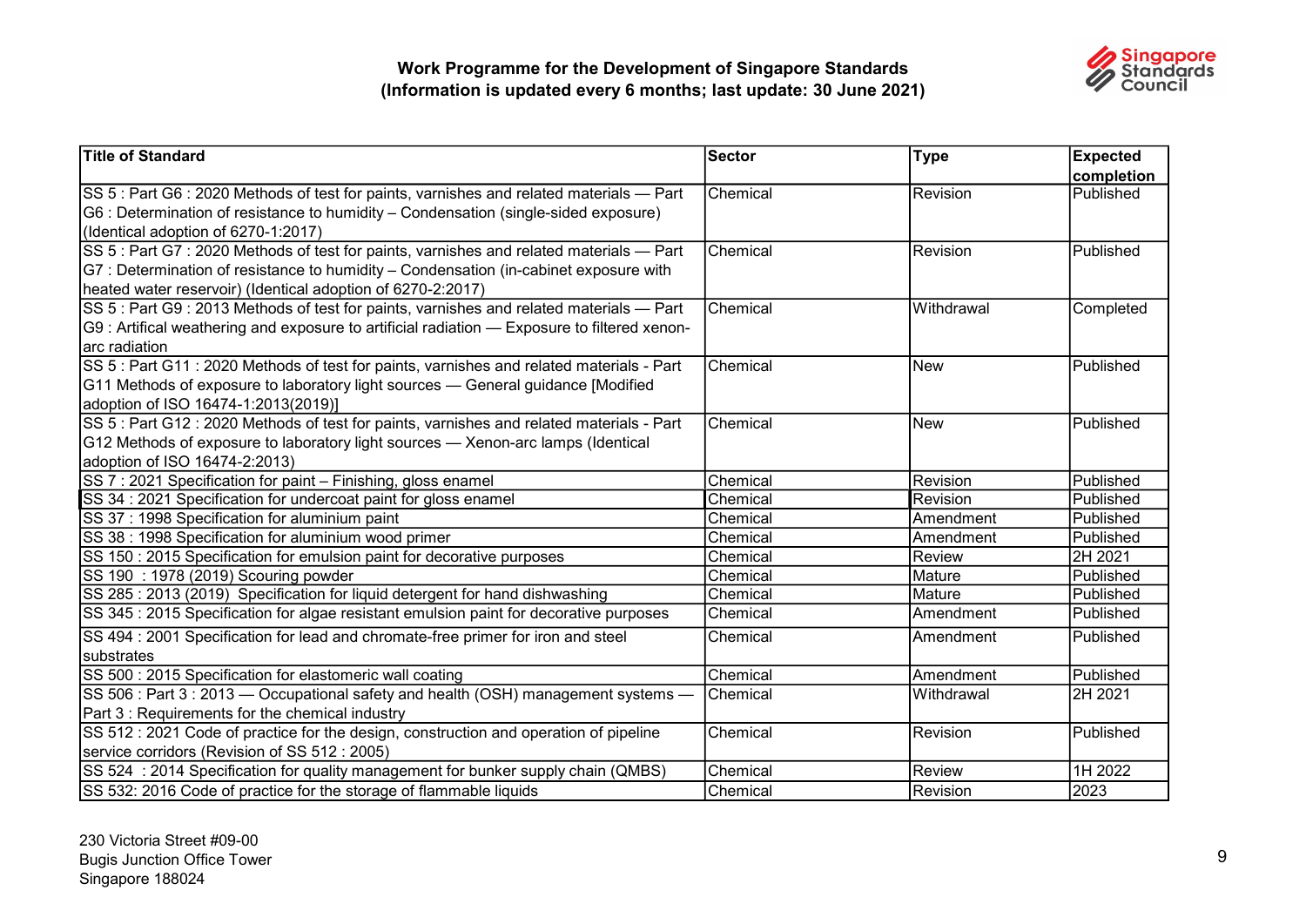**Work Programme for the Development of Singapore Standards**
**(Information is updated every 6 months; last update: 30 June 2021)**

| Title of Standard | Sector | Type | Expected completion |
|---|---|---|---|
| SS 5 : Part G6 : 2020 Methods of test for paints, varnishes and related materials — Part G6 : Determination of resistance to humidity – Condensation (single-sided exposure) (Identical adoption of 6270-1:2017) | Chemical | Revision | Published |
| SS 5 : Part G7 : 2020 Methods of test for paints, varnishes and related materials — Part G7 : Determination of resistance to humidity – Condensation (in-cabinet exposure with heated water reservoir) (Identical adoption of 6270-2:2017) | Chemical | Revision | Published |
| SS 5 : Part G9 : 2013 Methods of test for paints, varnishes and related materials — Part G9 : Artifical weathering and exposure to artificial radiation — Exposure to filtered xenon-arc radiation | Chemical | Withdrawal | Completed |
| SS 5 : Part G11 : 2020 Methods of test for paints, varnishes and related materials - Part G11 Methods of exposure to laboratory light sources — General guidance [Modified adoption of ISO 16474-1:2013(2019)] | Chemical | New | Published |
| SS 5 : Part G12 : 2020 Methods of test for paints, varnishes and related materials - Part G12 Methods of exposure to laboratory light sources — Xenon-arc lamps (Identical adoption of ISO 16474-2:2013) | Chemical | New | Published |
| SS 7 : 2021 Specification for paint – Finishing, gloss enamel | Chemical | Revision | Published |
| SS 34 : 2021 Specification for undercoat paint for gloss enamel | Chemical | Revision | Published |
| SS 37 : 1998 Specification for aluminium paint | Chemical | Amendment | Published |
| SS 38 : 1998 Specification for aluminium wood primer | Chemical | Amendment | Published |
| SS 150 : 2015 Specification for emulsion paint for decorative purposes | Chemical | Review | 2H 2021 |
| SS 190 : 1978 (2019) Scouring powder | Chemical | Mature | Published |
| SS 285 : 2013 (2019) Specification for liquid detergent for hand dishwashing | Chemical | Mature | Published |
| SS 345 : 2015 Specification for algae resistant emulsion paint for decorative purposes | Chemical | Amendment | Published |
| SS 494 : 2001 Specification for lead and chromate-free primer for iron and steel substrates | Chemical | Amendment | Published |
| SS 500 : 2015 Specification for elastomeric wall coating | Chemical | Amendment | Published |
| SS 506 : Part 3 : 2013 — Occupational safety and health (OSH) management systems — Part 3 : Requirements for the chemical industry | Chemical | Withdrawal | 2H 2021 |
| SS 512 : 2021 Code of practice for the design, construction and operation of pipeline service corridors (Revision of SS 512 : 2005) | Chemical | Revision | Published |
| SS 524 : 2014 Specification for quality management for bunker supply chain (QMBS) | Chemical | Review | 1H 2022 |
| SS 532: 2016 Code of practice for the storage of flammable liquids | Chemical | Revision | 2023 |

230 Victoria Street #09-00
Bugis Junction Office Tower
Singapore 188024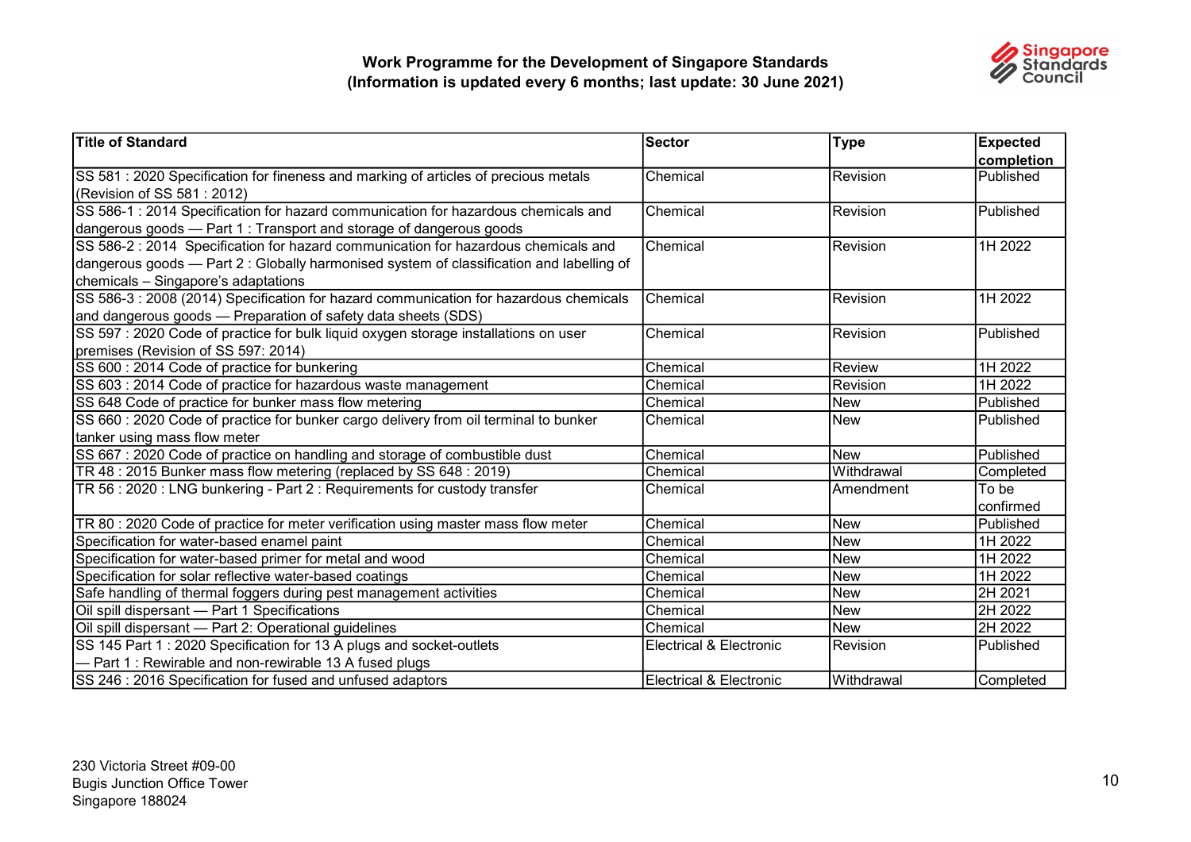**Work Programme for the Development of Singapore Standards**
**(Information is updated every 6 months; last update: 30 June 2021)**

| Title of Standard | Sector | Type | Expected completion |
|---|---|---|---|
| SS 581 : 2020 Specification for fineness and marking of articles of precious metals (Revision of SS 581 : 2012) | Chemical | Revision | Published |
| SS 586-1 : 2014 Specification for hazard communication for hazardous chemicals and dangerous goods — Part 1 : Transport and storage of dangerous goods | Chemical | Revision | Published |
| SS 586-2 : 2014 Specification for hazard communication for hazardous chemicals and dangerous goods — Part 2 : Globally harmonised system of classification and labelling of chemicals – Singapore's adaptations | Chemical | Revision | 1H 2022 |
| SS 586-3 : 2008 (2014) Specification for hazard communication for hazardous chemicals and dangerous goods — Preparation of safety data sheets (SDS) | Chemical | Revision | 1H 2022 |
| SS 597 : 2020 Code of practice for bulk liquid oxygen storage installations on user premises (Revision of SS 597: 2014) | Chemical | Revision | Published |
| SS 600 : 2014 Code of practice for bunkering | Chemical | Review | 1H 2022 |
| SS 603 : 2014 Code of practice for hazardous waste management | Chemical | Revision | 1H 2022 |
| SS 648 Code of practice for bunker mass flow metering | Chemical | New | Published |
| SS 660 : 2020 Code of practice for bunker cargo delivery from oil terminal to bunker tanker using mass flow meter | Chemical | New | Published |
| SS 667 : 2020 Code of practice on handling and storage of combustible dust | Chemical | New | Published |
| TR 48 : 2015 Bunker mass flow metering (replaced by SS 648 : 2019) | Chemical | Withdrawal | Completed |
| TR 56 : 2020 : LNG bunkering - Part 2 : Requirements for custody transfer | Chemical | Amendment | To be confirmed |
| TR 80 : 2020 Code of practice for meter verification using master mass flow meter | Chemical | New | Published |
| Specification for water-based enamel paint | Chemical | New | 1H 2022 |
| Specification for water-based primer for metal and wood | Chemical | New | 1H 2022 |
| Specification for solar reflective water-based coatings | Chemical | New | 1H 2022 |
| Safe handling of thermal foggers during pest management activities | Chemical | New | 2H 2021 |
| Oil spill dispersant — Part 1 Specifications | Chemical | New | 2H 2022 |
| Oil spill dispersant — Part 2: Operational guidelines | Chemical | New | 2H 2022 |
| SS 145 Part 1 : 2020 Specification for 13 A plugs and socket-outlets — Part 1 : Rewirable and non-rewirable 13 A fused plugs | Electrical & Electronic | Revision | Published |
| SS 246 : 2016 Specification for fused and unfused adaptors | Electrical & Electronic | Withdrawal | Completed |

230 Victoria Street #09-00
Bugis Junction Office Tower
Singapore 188024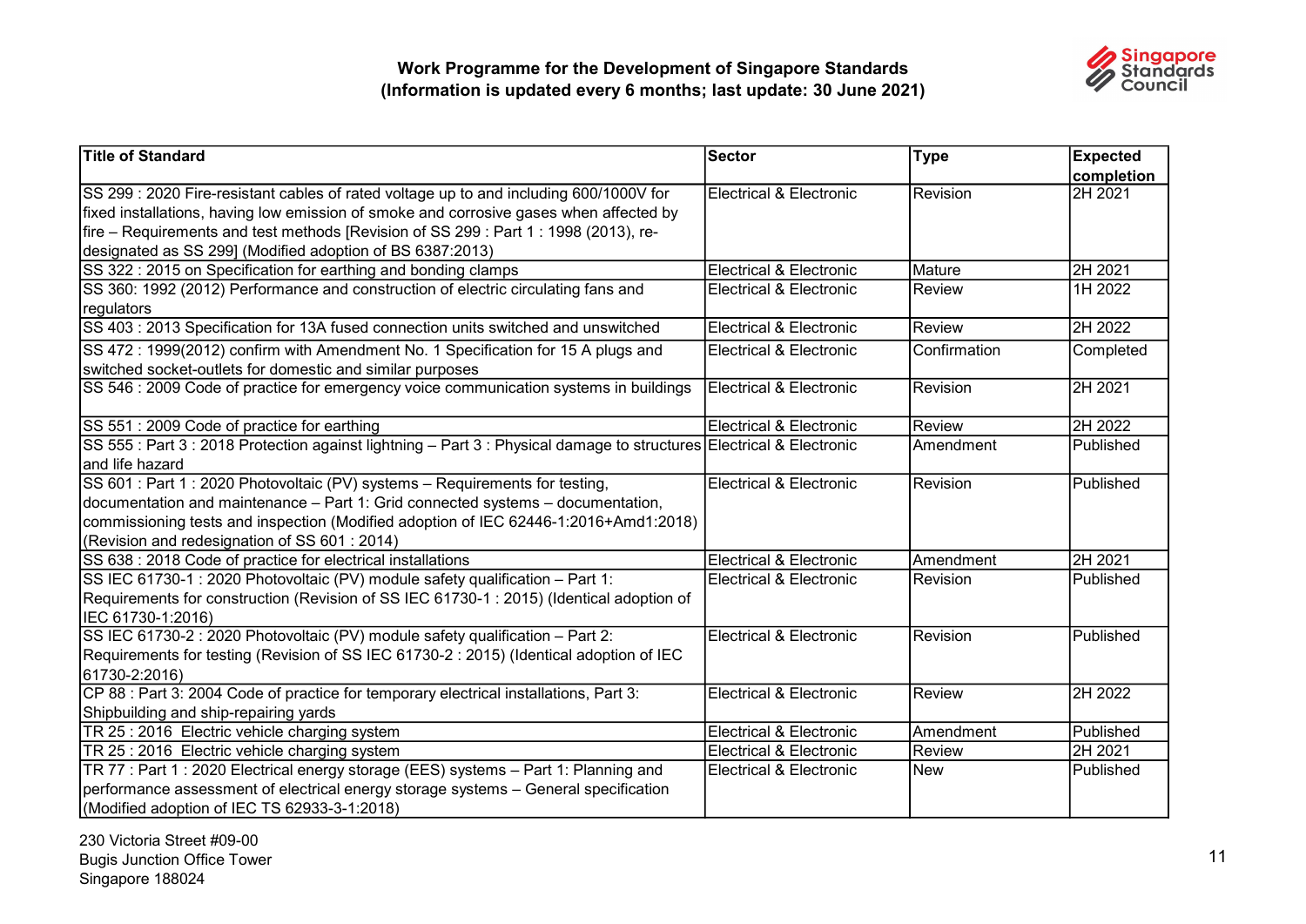**Work Programme for the Development of Singapore Standards**
**(Information is updated every 6 months; last update: 30 June 2021)**

| Title of Standard | Sector | Type | Expected completion |
|---|---|---|---|
| SS 299 : 2020 Fire-resistant cables of rated voltage up to and including 600/1000V for fixed installations, having low emission of smoke and corrosive gases when affected by fire – Requirements and test methods [Revision of SS 299 : Part 1 : 1998 (2013), re-designated as SS 299] (Modified adoption of BS 6387:2013) | Electrical & Electronic | Revision | 2H 2021 |
| SS 322 : 2015 on Specification for earthing and bonding clamps | Electrical & Electronic | Mature | 2H 2021 |
| SS 360: 1992 (2012) Performance and construction of electric circulating fans and regulators | Electrical & Electronic | Review | 1H 2022 |
| SS 403 : 2013 Specification for 13A fused connection units switched and unswitched | Electrical & Electronic | Review | 2H 2022 |
| SS 472 : 1999(2012) confirm with Amendment No. 1 Specification for 15 A plugs and switched socket-outlets for domestic and similar purposes | Electrical & Electronic | Confirmation | Completed |
| SS 546 : 2009 Code of practice for emergency voice communication systems in buildings | Electrical & Electronic | Revision | 2H 2021 |
| SS 551 : 2009 Code of practice for earthing | Electrical & Electronic | Review | 2H 2022 |
| SS 555 : Part 3 : 2018 Protection against lightning – Part 3 : Physical damage to structures and life hazard | Electrical & Electronic | Amendment | Published |
| SS 601 : Part 1 : 2020 Photovoltaic (PV) systems – Requirements for testing, documentation and maintenance – Part 1: Grid connected systems – documentation, commissioning tests and inspection (Modified adoption of IEC 62446-1:2016+Amd1:2018) (Revision and redesignation of SS 601 : 2014) | Electrical & Electronic | Revision | Published |
| SS 638 : 2018 Code of practice for electrical installations | Electrical & Electronic | Amendment | 2H 2021 |
| SS IEC 61730-1 : 2020 Photovoltaic (PV) module safety qualification – Part 1: Requirements for construction (Revision of SS IEC 61730-1 : 2015) (Identical adoption of IEC 61730-1:2016) | Electrical & Electronic | Revision | Published |
| SS IEC 61730-2 : 2020 Photovoltaic (PV) module safety qualification – Part 2: Requirements for testing (Revision of SS IEC 61730-2 : 2015) (Identical adoption of IEC 61730-2:2016) | Electrical & Electronic | Revision | Published |
| CP 88 : Part 3: 2004 Code of practice for temporary electrical installations, Part 3: Shipbuilding and ship-repairing yards | Electrical & Electronic | Review | 2H 2022 |
| TR 25 : 2016 Electric vehicle charging system | Electrical & Electronic | Amendment | Published |
| TR 25 : 2016 Electric vehicle charging system | Electrical & Electronic | Review | 2H 2021 |
| TR 77 : Part 1 : 2020 Electrical energy storage (EES) systems – Part 1: Planning and performance assessment of electrical energy storage systems – General specification (Modified adoption of IEC TS 62933-3-1:2018) | Electrical & Electronic | New | Published |

230 Victoria Street #09-00
Bugis Junction Office Tower
Singapore 188024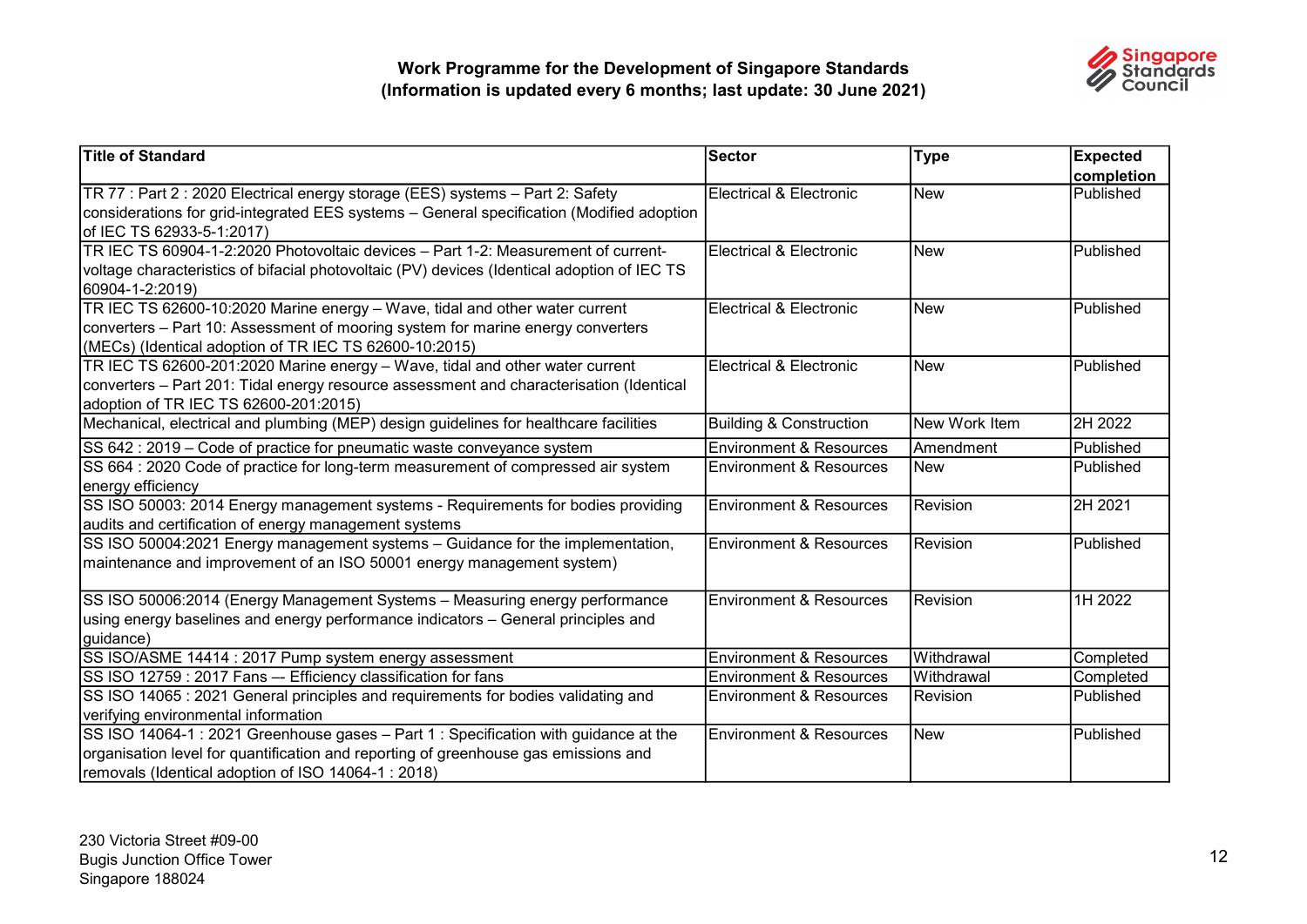# Work Programme for the Development of Singapore Standards
## (Information is updated every 6 months; last update: 30 June 2021)

| Title of Standard | Sector | Type | Expected completion |
|---|---|---|---|
| TR 77 : Part 2 : 2020 Electrical energy storage (EES) systems – Part 2: Safety considerations for grid-integrated EES systems – General specification (Modified adoption of IEC TS 62933-5-1:2017) | Electrical & Electronic | New | Published |
| TR IEC TS 60904-1-2:2020 Photovoltaic devices – Part 1-2: Measurement of current-voltage characteristics of bifacial photovoltaic (PV) devices (Identical adoption of IEC TS 60904-1-2:2019) | Electrical & Electronic | New | Published |
| TR IEC TS 62600-10:2020 Marine energy – Wave, tidal and other water current converters – Part 10: Assessment of mooring system for marine energy converters (MECs) (Identical adoption of TR IEC TS 62600-10:2015) | Electrical & Electronic | New | Published |
| TR IEC TS 62600-201:2020 Marine energy – Wave, tidal and other water current converters – Part 201: Tidal energy resource assessment and characterisation (Identical adoption of TR IEC TS 62600-201:2015) | Electrical & Electronic | New | Published |
| Mechanical, electrical and plumbing (MEP) design guidelines for healthcare facilities | Building & Construction | New Work Item | 2H 2022 |
| SS 642 : 2019 – Code of practice for pneumatic waste conveyance system | Environment & Resources | Amendment | Published |
| SS 664 : 2020 Code of practice for long-term measurement of compressed air system energy efficiency | Environment & Resources | New | Published |
| SS ISO 50003: 2014 Energy management systems - Requirements for bodies providing audits and certification of energy management systems | Environment & Resources | Revision | 2H 2021 |
| SS ISO 50004:2021 Energy management systems – Guidance for the implementation, maintenance and improvement of an ISO 50001 energy management system) | Environment & Resources | Revision | Published |
| SS ISO 50006:2014 (Energy Management Systems – Measuring energy performance using energy baselines and energy performance indicators – General principles and guidance) | Environment & Resources | Revision | 1H 2022 |
| SS ISO/ASME 14414 : 2017 Pump system energy assessment | Environment & Resources | Withdrawal | Completed |
| SS ISO 12759 : 2017 Fans — Efficiency classification for fans | Environment & Resources | Withdrawal | Completed |
| SS ISO 14065 : 2021 General principles and requirements for bodies validating and verifying environmental information | Environment & Resources | Revision | Published |
| SS ISO 14064-1 : 2021 Greenhouse gases – Part 1 : Specification with guidance at the organisation level for quantification and reporting of greenhouse gas emissions and removals (Identical adoption of ISO 14064-1 : 2018) | Environment & Resources | New | Published |

230 Victoria Street #09-00
Bugis Junction Office Tower
Singapore 188024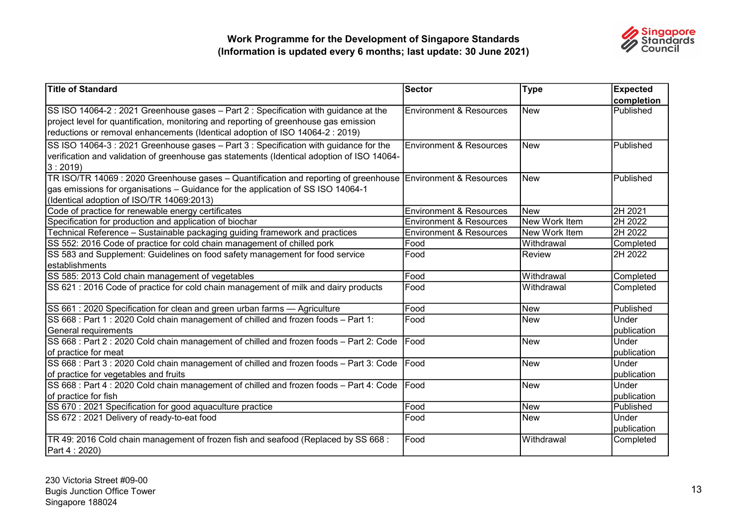**Work Programme for the Development of Singapore Standards**
**(Information is updated every 6 months; last update: 30 June 2021)**

| Title of Standard | Sector | Type | Expected completion |
|---|---|---|---|
| SS ISO 14064-2 : 2021 Greenhouse gases – Part 2 : Specification with guidance at the project level for quantification, monitoring and reporting of greenhouse gas emission reductions or removal enhancements (Identical adoption of ISO 14064-2 : 2019) | Environment & Resources | New | Published |
| SS ISO 14064-3 : 2021 Greenhouse gases – Part 3 : Specification with guidance for the verification and validation of greenhouse gas statements (Identical adoption of ISO 14064-3 : 2019) | Environment & Resources | New | Published |
| TR ISO/TR 14069 : 2020 Greenhouse gases – Quantification and reporting of greenhouse gas emissions for organisations – Guidance for the application of SS ISO 14064-1 (Identical adoption of ISO/TR 14069:2013) | Environment & Resources | New | Published |
| Code of practice for renewable energy certificates | Environment & Resources | New | 2H 2021 |
| Specification for production and application of biochar | Environment & Resources | New Work Item | 2H 2022 |
| Technical Reference – Sustainable packaging guiding framework and practices | Environment & Resources | New Work Item | 2H 2022 |
| SS 552: 2016 Code of practice for cold chain management of chilled pork | Food | Withdrawal | Completed |
| SS 583 and Supplement: Guidelines on food safety management for food service establishments | Food | Review | 2H 2022 |
| SS 585: 2013 Cold chain management of vegetables | Food | Withdrawal | Completed |
| SS 621 : 2016 Code of practice for cold chain management of milk and dairy products | Food | Withdrawal | Completed |
| SS 661 : 2020 Specification for clean and green urban farms — Agriculture | Food | New | Published |
| SS 668 : Part 1 : 2020 Cold chain management of chilled and frozen foods – Part 1: General requirements | Food | New | Under publication |
| SS 668 : Part 2 : 2020 Cold chain management of chilled and frozen foods – Part 2: Code of practice for meat | Food | New | Under publication |
| SS 668 : Part 3 : 2020 Cold chain management of chilled and frozen foods – Part 3: Code of practice for vegetables and fruits | Food | New | Under publication |
| SS 668 : Part 4 : 2020 Cold chain management of chilled and frozen foods – Part 4: Code of practice for fish | Food | New | Under publication |
| SS 670 : 2021 Specification for good aquaculture practice | Food | New | Published |
| SS 672 : 2021 Delivery of ready-to-eat food | Food | New | Under publication |
| TR 49: 2016 Cold chain management of frozen fish and seafood (Replaced by SS 668 : Part 4 : 2020) | Food | Withdrawal | Completed |

230 Victoria Street #09-00
Bugis Junction Office Tower
Singapore 188024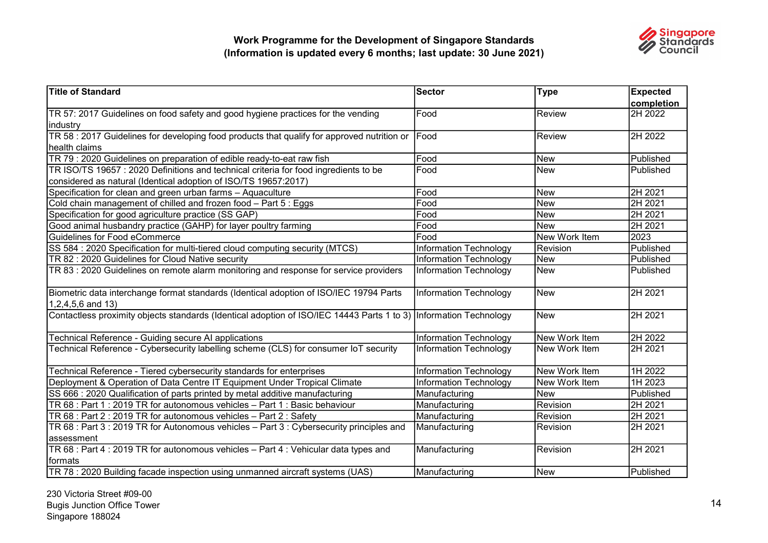**Work Programme for the Development of Singapore Standards**
**(Information is updated every 6 months; last update: 30 June 2021)**

| Title of Standard | Sector | Type | Expected completion |
|---|---|---|---|
| TR 57: 2017 Guidelines on food safety and good hygiene practices for the vending industry | Food | Review | 2H 2022 |
| TR 58 : 2017 Guidelines for developing food products that qualify for approved nutrition or health claims | Food | Review | 2H 2022 |
| TR 79 : 2020 Guidelines on preparation of edible ready-to-eat raw fish | Food | New | Published |
| TR ISO/TS 19657 : 2020 Definitions and technical criteria for food ingredients to be considered as natural (Identical adoption of ISO/TS 19657:2017) | Food | New | Published |
| Specification for clean and green urban farms – Aquaculture | Food | New | 2H 2021 |
| Cold chain management of chilled and frozen food – Part 5 : Eggs | Food | New | 2H 2021 |
| Specification for good agriculture practice (SS GAP) | Food | New | 2H 2021 |
| Good animal husbandry practice (GAHP) for layer poultry farming | Food | New | 2H 2021 |
| Guidelines for Food eCommerce | Food | New Work Item | 2023 |
| SS 584 : 2020 Specification for multi-tiered cloud computing security (MTCS) | Information Technology | Revision | Published |
| TR 82 : 2020 Guidelines for Cloud Native security | Information Technology | New | Published |
| TR 83 : 2020 Guidelines on remote alarm monitoring and response for service providers | Information Technology | New | Published |
| Biometric data interchange format standards (Identical adoption of ISO/IEC 19794 Parts 1,2,4,5,6 and 13) | Information Technology | New | 2H 2021 |
| Contactless proximity objects standards (Identical adoption of ISO/IEC 14443 Parts 1 to 3) | Information Technology | New | 2H 2021 |
| Technical Reference - Guiding secure AI applications | Information Technology | New Work Item | 2H 2022 |
| Technical Reference - Cybersecurity labelling scheme (CLS) for consumer IoT security | Information Technology | New Work Item | 2H 2021 |
| Technical Reference - Tiered cybersecurity standards for enterprises | Information Technology | New Work Item | 1H 2022 |
| Deployment & Operation of Data Centre IT Equipment Under Tropical Climate | Information Technology | New Work Item | 1H 2023 |
| SS 666 : 2020 Qualification of parts printed by metal additive manufacturing | Manufacturing | New | Published |
| TR 68 : Part 1 : 2019 TR for autonomous vehicles – Part 1 : Basic behaviour | Manufacturing | Revision | 2H 2021 |
| TR 68 : Part 2 : 2019 TR for autonomous vehicles – Part 2 : Safety | Manufacturing | Revision | 2H 2021 |
| TR 68 : Part 3 : 2019 TR for Autonomous vehicles – Part 3 : Cybersecurity principles and assessment | Manufacturing | Revision | 2H 2021 |
| TR 68 : Part 4 : 2019 TR for autonomous vehicles – Part 4 : Vehicular data types and formats | Manufacturing | Revision | 2H 2021 |
| TR 78 : 2020 Building facade inspection using unmanned aircraft systems (UAS) | Manufacturing | New | Published |

230 Victoria Street #09-00
Bugis Junction Office Tower
Singapore 188024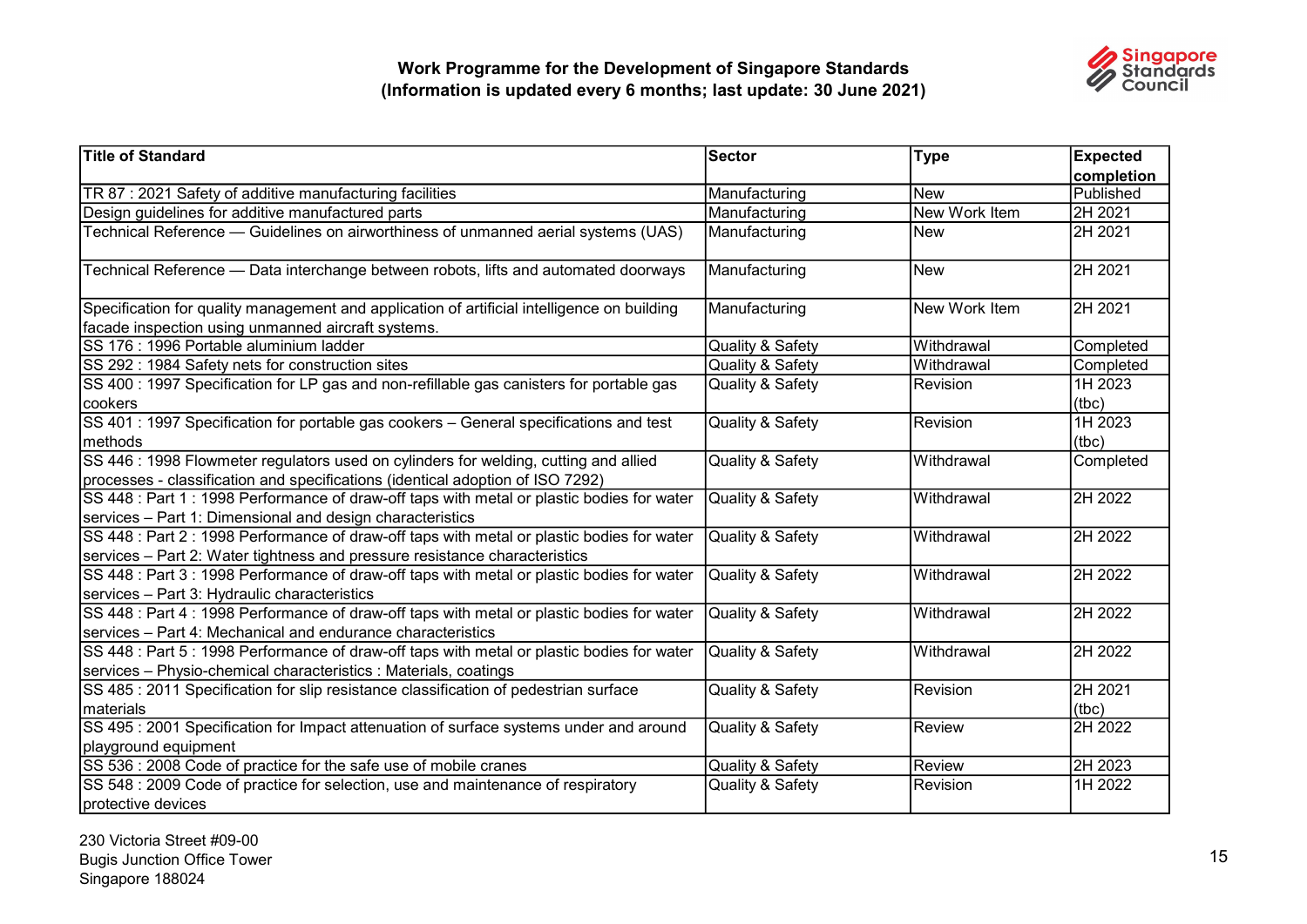**Work Programme for the Development of Singapore Standards**
**(Information is updated every 6 months; last update: 30 June 2021)**

| Title of Standard | Sector | Type | Expected completion |
|---|---|---|---|
| TR 87 : 2021 Safety of additive manufacturing facilities | Manufacturing | New | Published |
| Design guidelines for additive manufactured parts | Manufacturing | New Work Item | 2H 2021 |
| Technical Reference — Guidelines on airworthiness of unmanned aerial systems (UAS) | Manufacturing | New | 2H 2021 |
| Technical Reference — Data interchange between robots, lifts and automated doorways | Manufacturing | New | 2H 2021 |
| Specification for quality management and application of artificial intelligence on building facade inspection using unmanned aircraft systems. | Manufacturing | New Work Item | 2H 2021 |
| SS 176 : 1996 Portable aluminium ladder | Quality & Safety | Withdrawal | Completed |
| SS 292 : 1984 Safety nets for construction sites | Quality & Safety | Withdrawal | Completed |
| SS 400 : 1997 Specification for LP gas and non-refillable gas canisters for portable gas cookers | Quality & Safety | Revision | 1H 2023 (tbc) |
| SS 401 : 1997 Specification for portable gas cookers – General specifications and test methods | Quality & Safety | Revision | 1H 2023 (tbc) |
| SS 446 : 1998 Flowmeter regulators used on cylinders for welding, cutting and allied processes - classification and specifications (identical adoption of ISO 7292) | Quality & Safety | Withdrawal | Completed |
| SS 448 : Part 1 : 1998 Performance of draw-off taps with metal or plastic bodies for water services – Part 1: Dimensional and design characteristics | Quality & Safety | Withdrawal | 2H 2022 |
| SS 448 : Part 2 : 1998 Performance of draw-off taps with metal or plastic bodies for water services – Part 2: Water tightness and pressure resistance characteristics | Quality & Safety | Withdrawal | 2H 2022 |
| SS 448 : Part 3 : 1998 Performance of draw-off taps with metal or plastic bodies for water services – Part 3: Hydraulic characteristics | Quality & Safety | Withdrawal | 2H 2022 |
| SS 448 : Part 4 : 1998 Performance of draw-off taps with metal or plastic bodies for water services – Part 4: Mechanical and endurance characteristics | Quality & Safety | Withdrawal | 2H 2022 |
| SS 448 : Part 5 : 1998 Performance of draw-off taps with metal or plastic bodies for water services – Physio-chemical characteristics : Materials, coatings | Quality & Safety | Withdrawal | 2H 2022 |
| SS 485 : 2011 Specification for slip resistance classification of pedestrian surface materials | Quality & Safety | Revision | 2H 2021 (tbc) |
| SS 495 : 2001 Specification for Impact attenuation of surface systems under and around playground equipment | Quality & Safety | Review | 2H 2022 |
| SS 536 : 2008 Code of practice for the safe use of mobile cranes | Quality & Safety | Review | 2H 2023 |
| SS 548 : 2009 Code of practice for selection, use and maintenance of respiratory protective devices | Quality & Safety | Revision | 1H 2022 |

230 Victoria Street #09-00
Bugis Junction Office Tower
Singapore 188024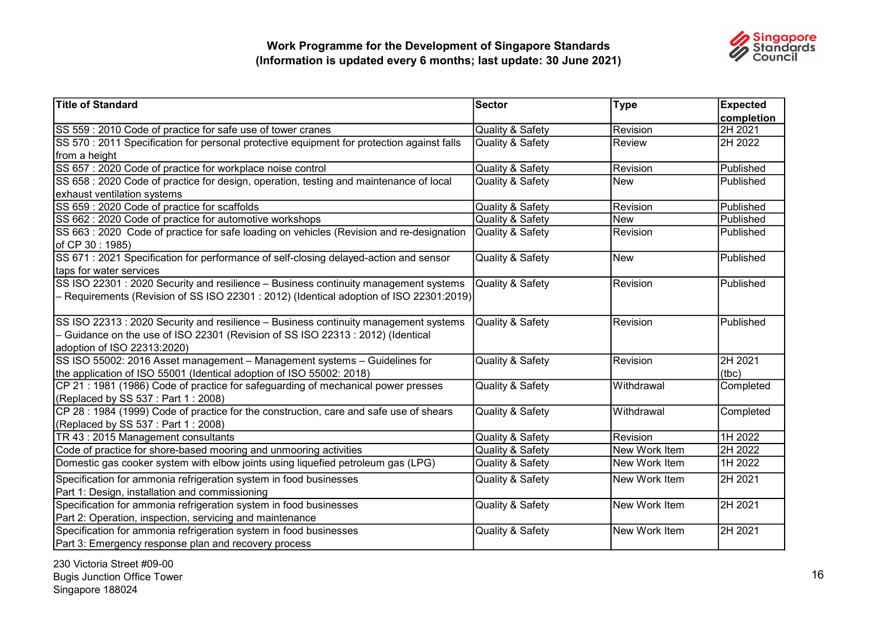**Work Programme for the Development of Singapore Standards**
**(Information is updated every 6 months; last update: 30 June 2021)**

| Title of Standard | Sector | Type | Expected completion |
|---|---|---|---|
| SS 559 : 2010 Code of practice for safe use of tower cranes | Quality & Safety | Revision | 2H 2021 |
| SS 570 : 2011 Specification for personal protective equipment for protection against falls from a height | Quality & Safety | Review | 2H 2022 |
| SS 657 : 2020 Code of practice for workplace noise control | Quality & Safety | Revision | Published |
| SS 658 : 2020 Code of practice for design, operation, testing and maintenance of local exhaust ventilation systems | Quality & Safety | New | Published |
| SS 659 : 2020 Code of practice for scaffolds | Quality & Safety | Revision | Published |
| SS 662 : 2020 Code of practice for automotive workshops | Quality & Safety | New | Published |
| SS 663 : 2020 Code of practice for safe loading on vehicles (Revision and re-designation of CP 30 : 1985) | Quality & Safety | Revision | Published |
| SS 671 : 2021 Specification for performance of self-closing delayed-action and sensor taps for water services | Quality & Safety | New | Published |
| SS ISO 22301 : 2020 Security and resilience – Business continuity management systems – Requirements (Revision of SS ISO 22301 : 2012) (Identical adoption of ISO 22301:2019) | Quality & Safety | Revision | Published |
| SS ISO 22313 : 2020 Security and resilience – Business continuity management systems – Guidance on the use of ISO 22301 (Revision of SS ISO 22313 : 2012) (Identical adoption of ISO 22313:2020) | Quality & Safety | Revision | Published |
| SS ISO 55002: 2016 Asset management – Management systems – Guidelines for the application of ISO 55001 (Identical adoption of ISO 55002: 2018) | Quality & Safety | Revision | 2H 2021 (tbc) |
| CP 21 : 1981 (1986) Code of practice for safeguarding of mechanical power presses (Replaced by SS 537 : Part 1 : 2008) | Quality & Safety | Withdrawal | Completed |
| CP 28 : 1984 (1999) Code of practice for the construction, care and safe use of shears (Replaced by SS 537 : Part 1 : 2008) | Quality & Safety | Withdrawal | Completed |
| TR 43 : 2015 Management consultants | Quality & Safety | Revision | 1H 2022 |
| Code of practice for shore-based mooring and unmooring activities | Quality & Safety | New Work Item | 2H 2022 |
| Domestic gas cooker system with elbow joints using liquefied petroleum gas (LPG) | Quality & Safety | New Work Item | 1H 2022 |
| Specification for ammonia refrigeration system in food businesses Part 1: Design, installation and commissioning | Quality & Safety | New Work Item | 2H 2021 |
| Specification for ammonia refrigeration system in food businesses Part 2: Operation, inspection, servicing and maintenance | Quality & Safety | New Work Item | 2H 2021 |
| Specification for ammonia refrigeration system in food businesses Part 3: Emergency response plan and recovery process | Quality & Safety | New Work Item | 2H 2021 |

230 Victoria Street #09-00
Bugis Junction Office Tower
Singapore 188024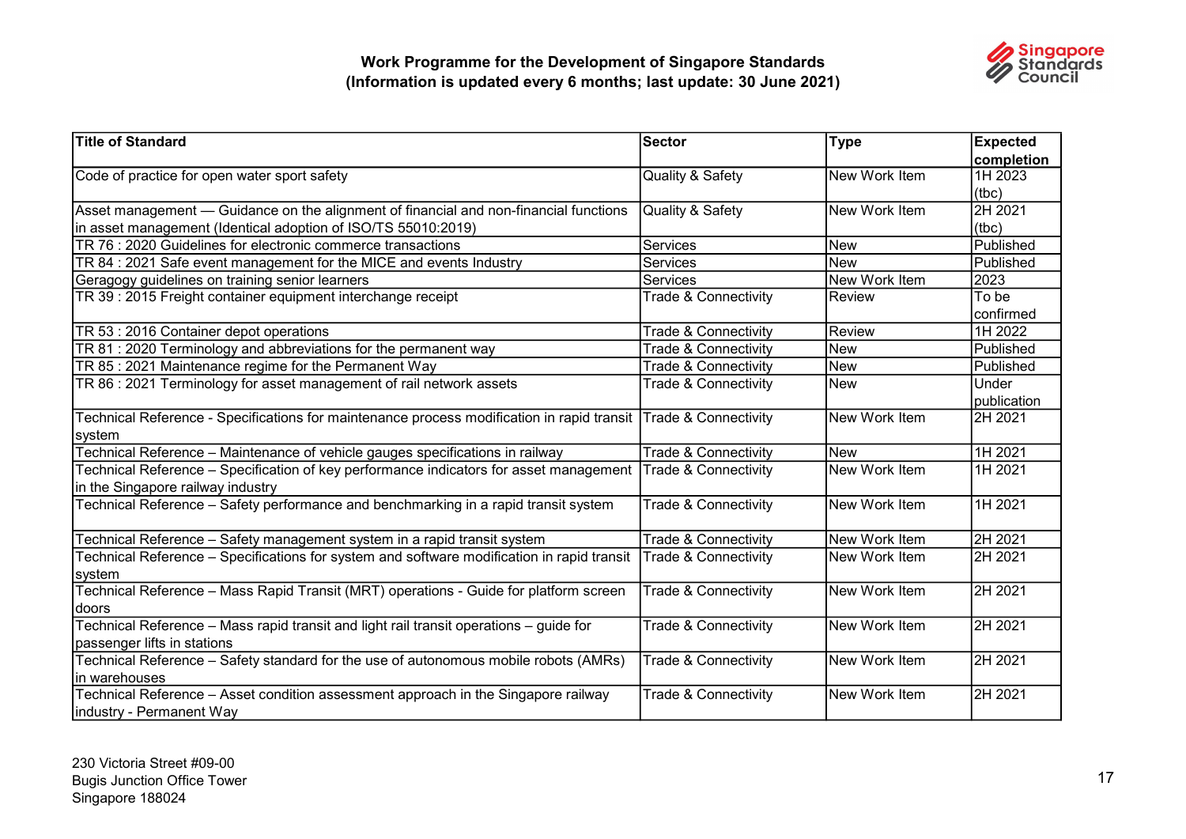**Work Programme for the Development of Singapore Standards**
**(Information is updated every 6 months; last update: 30 June 2021)**

| Title of Standard | Sector | Type | Expected completion |
|---|---|---|---|
| Code of practice for open water sport safety | Quality & Safety | New Work Item | 1H 2023 (tbc) |
| Asset management — Guidance on the alignment of financial and non-financial functions in asset management (Identical adoption of ISO/TS 55010:2019) | Quality & Safety | New Work Item | 2H 2021 (tbc) |
| TR 76 : 2020 Guidelines for electronic commerce transactions | Services | New | Published |
| TR 84 : 2021 Safe event management for the MICE and events Industry | Services | New | Published |
| Geragogy guidelines on training senior learners | Services | New Work Item | 2023 |
| TR 39 : 2015 Freight container equipment interchange receipt | Trade & Connectivity | Review | To be confirmed |
| TR 53 : 2016 Container depot operations | Trade & Connectivity | Review | 1H 2022 |
| TR 81 : 2020 Terminology and abbreviations for the permanent way | Trade & Connectivity | New | Published |
| TR 85 : 2021 Maintenance regime for the Permanent Way | Trade & Connectivity | New | Published |
| TR 86 : 2021 Terminology for asset management of rail network assets | Trade & Connectivity | New | Under publication |
| Technical Reference - Specifications for maintenance process modification in rapid transit system | Trade & Connectivity | New Work Item | 2H 2021 |
| Technical Reference – Maintenance of vehicle gauges specifications in railway | Trade & Connectivity | New | 1H 2021 |
| Technical Reference – Specification of key performance indicators for asset management in the Singapore railway industry | Trade & Connectivity | New Work Item | 1H 2021 |
| Technical Reference – Safety performance and benchmarking in a rapid transit system | Trade & Connectivity | New Work Item | 1H 2021 |
| Technical Reference – Safety management system in a rapid transit system | Trade & Connectivity | New Work Item | 2H 2021 |
| Technical Reference – Specifications for system and software modification in rapid transit system | Trade & Connectivity | New Work Item | 2H 2021 |
| Technical Reference – Mass Rapid Transit (MRT) operations - Guide for platform screen doors | Trade & Connectivity | New Work Item | 2H 2021 |
| Technical Reference – Mass rapid transit and light rail transit operations – guide for passenger lifts in stations | Trade & Connectivity | New Work Item | 2H 2021 |
| Technical Reference – Safety standard for the use of autonomous mobile robots (AMRs) in warehouses | Trade & Connectivity | New Work Item | 2H 2021 |
| Technical Reference – Asset condition assessment approach in the Singapore railway industry - Permanent Way | Trade & Connectivity | New Work Item | 2H 2021 |

230 Victoria Street #09-00
Bugis Junction Office Tower
Singapore 188024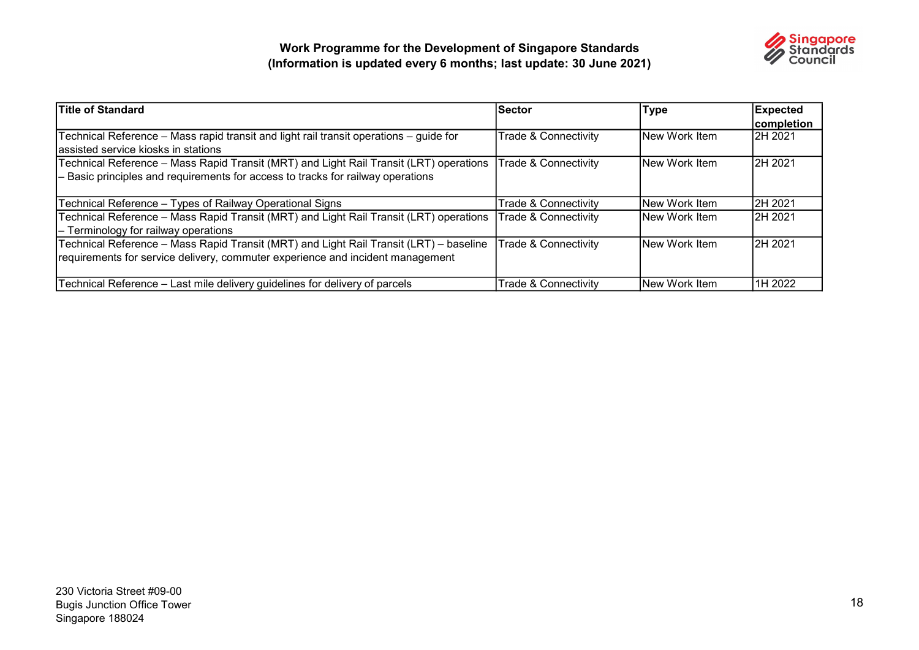**Work Programme for the Development of Singapore Standards**
**(Information is updated every 6 months; last update: 30 June 2021)**

| Title of Standard | Sector | Type | Expected completion |
|---|---|---|---|
| Technical Reference – Mass rapid transit and light rail transit operations – guide for assisted service kiosks in stations | Trade & Connectivity | New Work Item | 2H 2021 |
| Technical Reference – Mass Rapid Transit (MRT) and Light Rail Transit (LRT) operations – Basic principles and requirements for access to tracks for railway operations | Trade & Connectivity | New Work Item | 2H 2021 |
| Technical Reference – Types of Railway Operational Signs | Trade & Connectivity | New Work Item | 2H 2021 |
| Technical Reference – Mass Rapid Transit (MRT) and Light Rail Transit (LRT) operations – Terminology for railway operations | Trade & Connectivity | New Work Item | 2H 2021 |
| Technical Reference – Mass Rapid Transit (MRT) and Light Rail Transit (LRT) – baseline requirements for service delivery, commuter experience and incident management | Trade & Connectivity | New Work Item | 2H 2021 |
| Technical Reference – Last mile delivery guidelines for delivery of parcels | Trade & Connectivity | New Work Item | 1H 2022 |

230 Victoria Street #09-00
Bugis Junction Office Tower
Singapore 188024